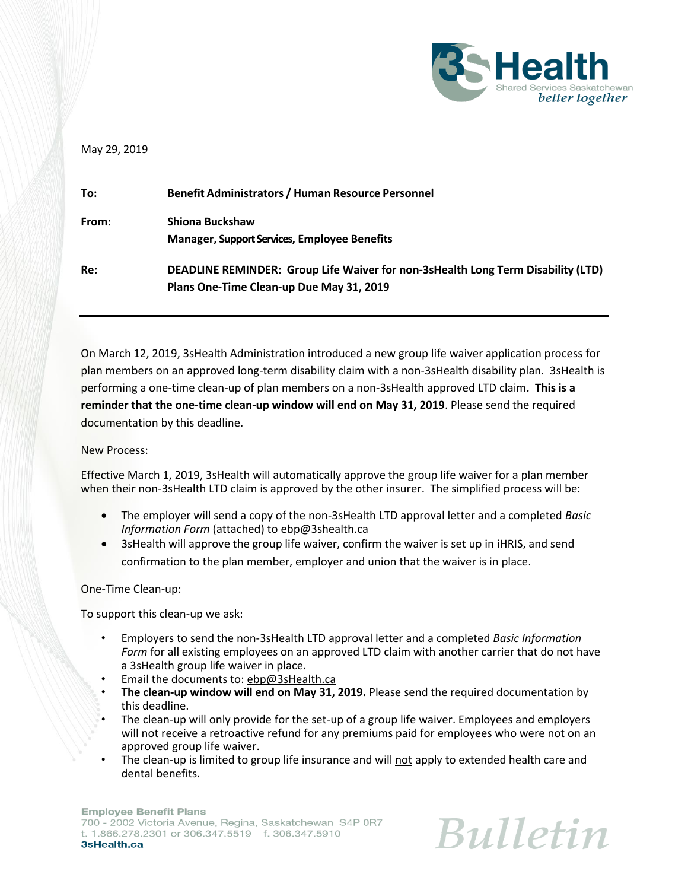May 29, 2019

**To:** **Benefit Administrators / Human Resource Personnel**

**From:** **Shiona Buckshaw**
**Manager, Support Services, Employee Benefits**

**Re:** **DEADLINE REMINDER: Group Life Waiver for non-3sHealth Long Term Disability (LTD) Plans One-Time Clean-up Due May 31, 2019**

---

On March 12, 2019, 3sHealth Administration introduced a new group life waiver application process for plan members on an approved long-term disability claim with a non-3sHealth disability plan. 3sHealth is performing a one-time clean-up of plan members on a non-3sHealth approved LTD claim**. This is a reminder that the one-time clean-up window will end on May 31, 2019**. Please send the required documentation by this deadline.

New Process:

Effective March 1, 2019, 3sHealth will automatically approve the group life waiver for a plan member when their non-3sHealth LTD claim is approved by the other insurer. The simplified process will be:

- The employer will send a copy of the non-3sHealth LTD approval letter and a completed *Basic Information Form* (attached) to ebp@3shealth.ca
- 3sHealth will approve the group life waiver, confirm the waiver is set up in iHRIS, and send confirmation to the plan member, employer and union that the waiver is in place.

One-Time Clean-up:

To support this clean-up we ask:

- Employers to send the non-3sHealth LTD approval letter and a completed *Basic Information Form* for all existing employees on an approved LTD claim with another carrier that do not have a 3sHealth group life waiver in place.
- Email the documents to: ebp@3sHealth.ca
- **The clean-up window will end on May 31, 2019.** Please send the required documentation by this deadline.
- The clean-up will only provide for the set-up of a group life waiver. Employees and employers will not receive a retroactive refund for any premiums paid for employees who were not on an approved group life waiver.
- The clean-up is limited to group life insurance and will not apply to extended health care and dental benefits.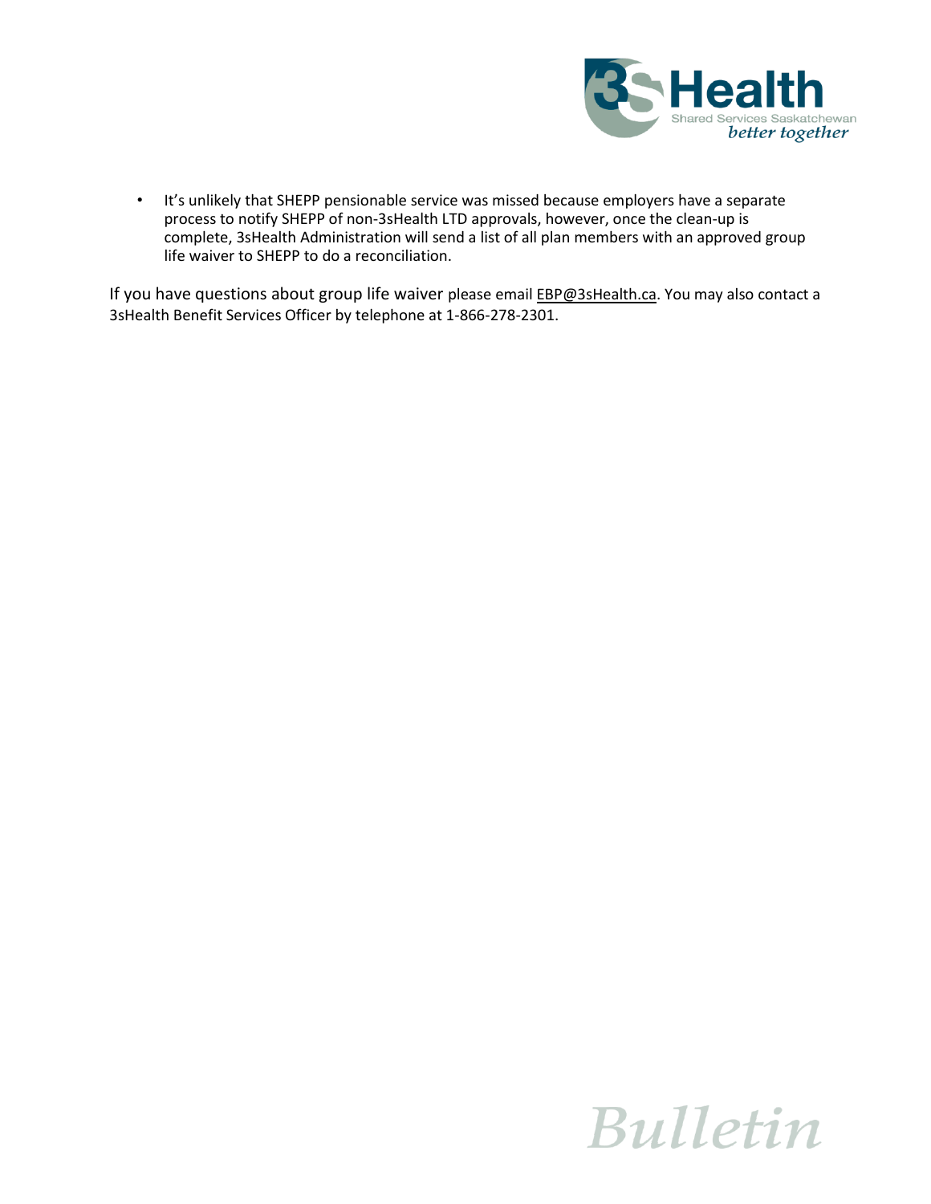- It's unlikely that SHEPP pensionable service was missed because employers have a separate process to notify SHEPP of non-3sHealth LTD approvals, however, once the clean-up is complete, 3sHealth Administration will send a list of all plan members with an approved group life waiver to SHEPP to do a reconciliation.

If you have questions about group life waiver please email EBP@3sHealth.ca. You may also contact a 3sHealth Benefit Services Officer by telephone at 1-866-278-2301.